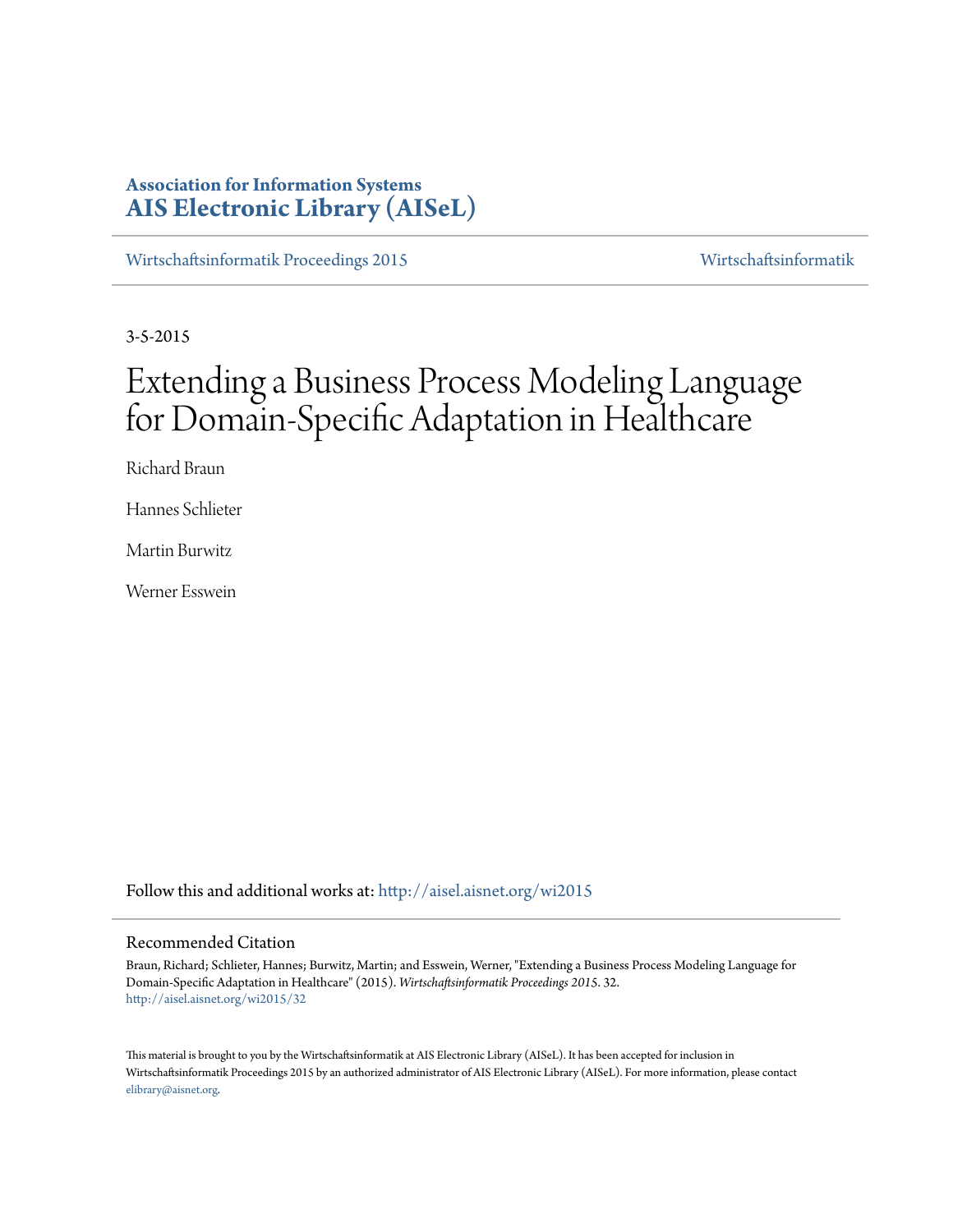**Association for Information Systems**
**AIS Electronic Library (AISeL)**

Wirtschaftsinformatik Proceedings 2015 | Wirtschaftsinformatik

3-5-2015

# Extending a Business Process Modeling Language for Domain-Specific Adaptation in Healthcare

Richard Braun

Hannes Schlieter

Martin Burwitz

Werner Esswein

Follow this and additional works at: http://aisel.aisnet.org/wi2015

## Recommended Citation

Braun, Richard; Schlieter, Hannes; Burwitz, Martin; and Esswein, Werner, "Extending a Business Process Modeling Language for Domain-Specific Adaptation in Healthcare" (2015). *Wirtschaftsinformatik Proceedings 2015*. 32.
http://aisel.aisnet.org/wi2015/32

This material is brought to you by the Wirtschaftsinformatik at AIS Electronic Library (AISeL). It has been accepted for inclusion in Wirtschaftsinformatik Proceedings 2015 by an authorized administrator of AIS Electronic Library (AISeL). For more information, please contact elibrary@aisnet.org.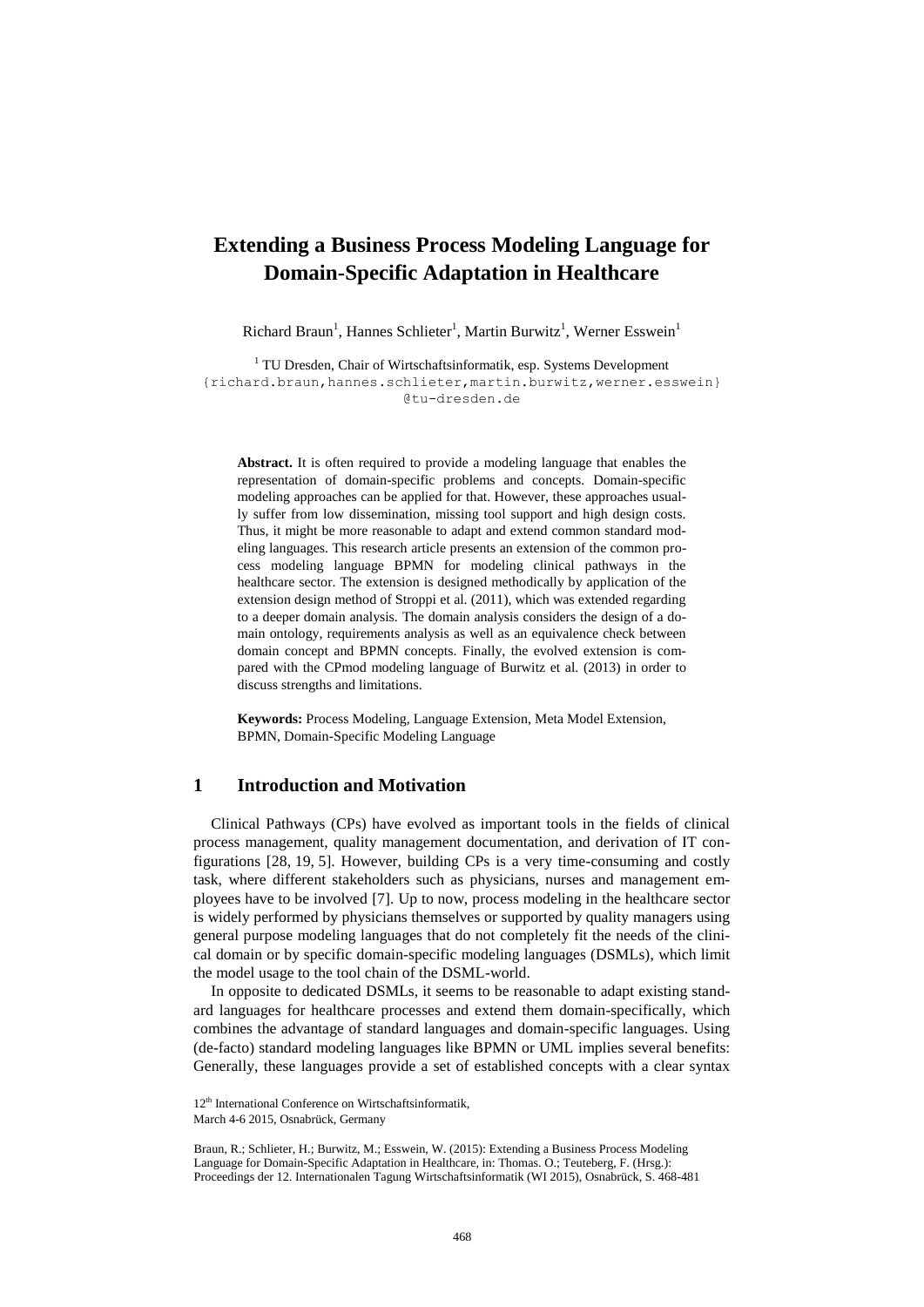# Extending a Business Process Modeling Language for Domain-Specific Adaptation in Healthcare

Richard Braun[1], Hannes Schlieter[1], Martin Burwitz[1], Werner Esswein[1]

[1] TU Dresden, Chair of Wirtschaftsinformatik, esp. Systems Development
{richard.braun,hannes.schlieter,martin.burwitz,werner.esswein}@tu-dresden.de

**Abstract.** It is often required to provide a modeling language that enables the representation of domain-specific problems and concepts. Domain-specific modeling approaches can be applied for that. However, these approaches usually suffer from low dissemination, missing tool support and high design costs. Thus, it might be more reasonable to adapt and extend common standard modeling languages. This research article presents an extension of the common process modeling language BPMN for modeling clinical pathways in the healthcare sector. The extension is designed methodically by application of the extension design method of Stroppi et al. (2011), which was extended regarding to a deeper domain analysis. The domain analysis considers the design of a domain ontology, requirements analysis as well as an equivalence check between domain concept and BPMN concepts. Finally, the evolved extension is compared with the CPmod modeling language of Burwitz et al. (2013) in order to discuss strengths and limitations.

**Keywords:** Process Modeling, Language Extension, Meta Model Extension, BPMN, Domain-Specific Modeling Language

## 1 Introduction and Motivation

Clinical Pathways (CPs) have evolved as important tools in the fields of clinical process management, quality management documentation, and derivation of IT configurations [28, 19, 5]. However, building CPs is a very time-consuming and costly task, where different stakeholders such as physicians, nurses and management employees have to be involved [7]. Up to now, process modeling in the healthcare sector is widely performed by physicians themselves or supported by quality managers using general purpose modeling languages that do not completely fit the needs of the clinical domain or by specific domain-specific modeling languages (DSMLs), which limit the model usage to the tool chain of the DSML-world.

In opposite to dedicated DSMLs, it seems to be reasonable to adapt existing standard languages for healthcare processes and extend them domain-specifically, which combines the advantage of standard languages and domain-specific languages. Using (de-facto) standard modeling languages like BPMN or UML implies several benefits: Generally, these languages provide a set of established concepts with a clear syntax

12th International Conference on Wirtschaftsinformatik,
March 4-6 2015, Osnabrück, Germany

Braun, R.; Schlieter, H.; Burwitz, M.; Esswein, W. (2015): Extending a Business Process Modeling Language for Domain-Specific Adaptation in Healthcare, in: Thomas. O.; Teuteberg, F. (Hrsg.): Proceedings der 12. Internationalen Tagung Wirtschaftsinformatik (WI 2015), Osnabrück, S. 468-481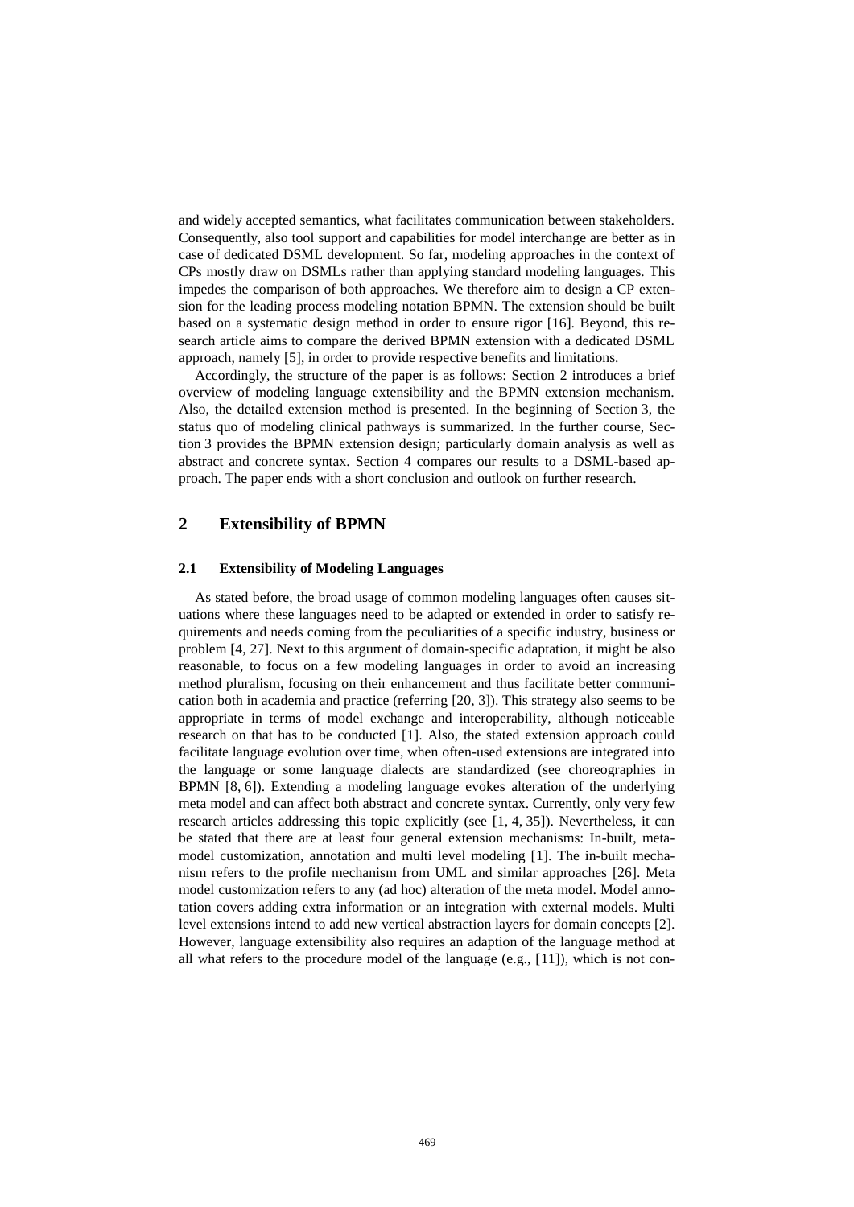and widely accepted semantics, what facilitates communication between stakeholders. Consequently, also tool support and capabilities for model interchange are better as in case of dedicated DSML development. So far, modeling approaches in the context of CPs mostly draw on DSMLs rather than applying standard modeling languages. This impedes the comparison of both approaches. We therefore aim to design a CP extension for the leading process modeling notation BPMN. The extension should be built based on a systematic design method in order to ensure rigor [16]. Beyond, this research article aims to compare the derived BPMN extension with a dedicated DSML approach, namely [5], in order to provide respective benefits and limitations.

Accordingly, the structure of the paper is as follows: Section 2 introduces a brief overview of modeling language extensibility and the BPMN extension mechanism. Also, the detailed extension method is presented. In the beginning of Section 3, the status quo of modeling clinical pathways is summarized. In the further course, Section 3 provides the BPMN extension design; particularly domain analysis as well as abstract and concrete syntax. Section 4 compares our results to a DSML-based approach. The paper ends with a short conclusion and outlook on further research.

## 2 Extensibility of BPMN

### 2.1 Extensibility of Modeling Languages

As stated before, the broad usage of common modeling languages often causes situations where these languages need to be adapted or extended in order to satisfy requirements and needs coming from the peculiarities of a specific industry, business or problem [4, 27]. Next to this argument of domain-specific adaptation, it might be also reasonable, to focus on a few modeling languages in order to avoid an increasing method pluralism, focusing on their enhancement and thus facilitate better communication both in academia and practice (referring [20, 3]). This strategy also seems to be appropriate in terms of model exchange and interoperability, although noticeable research on that has to be conducted [1]. Also, the stated extension approach could facilitate language evolution over time, when often-used extensions are integrated into the language or some language dialects are standardized (see choreographies in BPMN [8, 6]). Extending a modeling language evokes alteration of the underlying meta model and can affect both abstract and concrete syntax. Currently, only very few research articles addressing this topic explicitly (see [1, 4, 35]). Nevertheless, it can be stated that there are at least four general extension mechanisms: In-built, meta-model customization, annotation and multi level modeling [1]. The in-built mechanism refers to the profile mechanism from UML and similar approaches [26]. Meta model customization refers to any (ad hoc) alteration of the meta model. Model annotation covers adding extra information or an integration with external models. Multi level extensions intend to add new vertical abstraction layers for domain concepts [2]. However, language extensibility also requires an adaption of the language method at all what refers to the procedure model of the language (e.g., [11]), which is not con-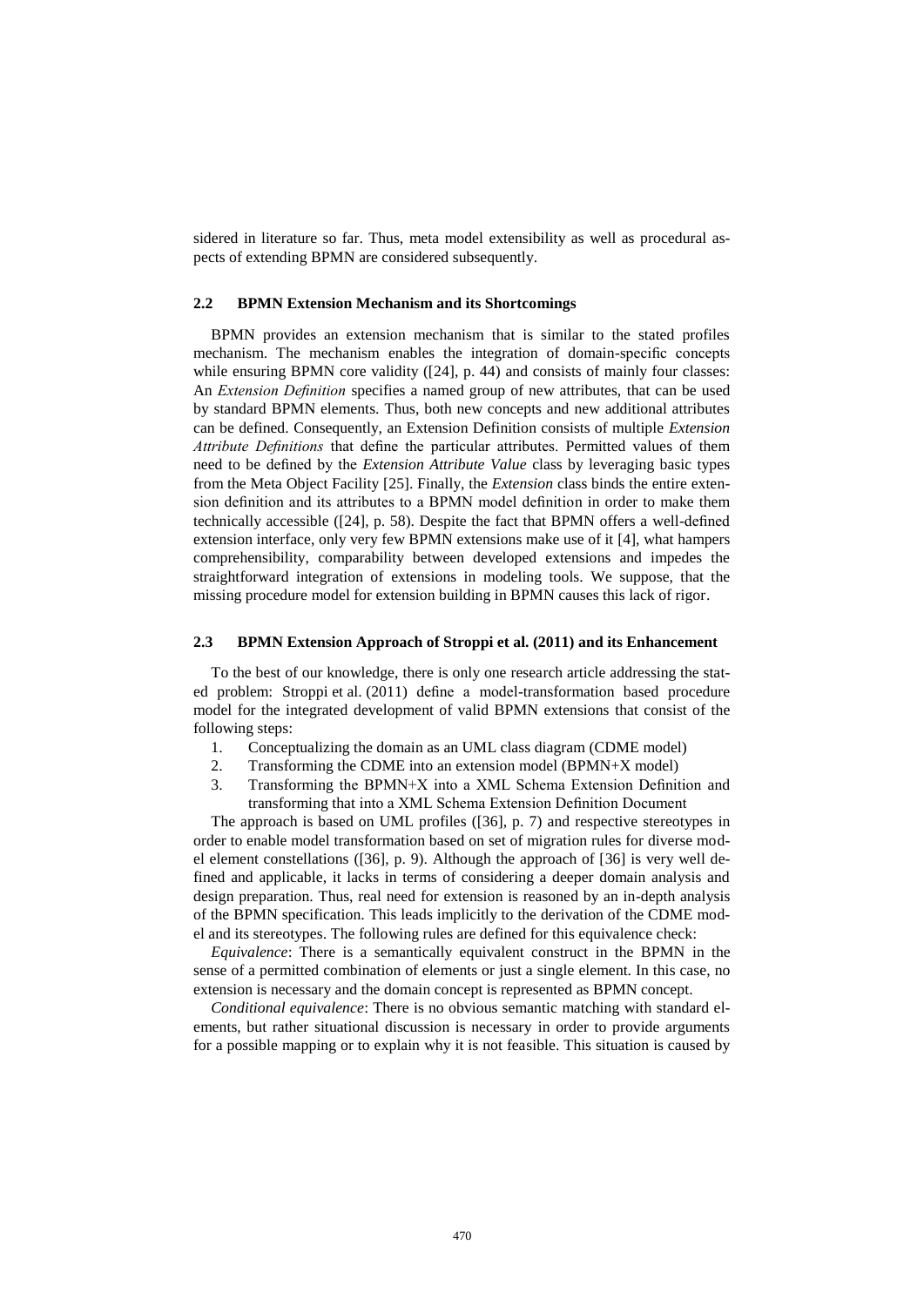sidered in literature so far. Thus, meta model extensibility as well as procedural aspects of extending BPMN are considered subsequently.

### 2.2 BPMN Extension Mechanism and its Shortcomings

BPMN provides an extension mechanism that is similar to the stated profiles mechanism. The mechanism enables the integration of domain-specific concepts while ensuring BPMN core validity ([24], p. 44) and consists of mainly four classes: An *Extension Definition* specifies a named group of new attributes, that can be used by standard BPMN elements. Thus, both new concepts and new additional attributes can be defined. Consequently, an Extension Definition consists of multiple *Extension Attribute Definitions* that define the particular attributes. Permitted values of them need to be defined by the *Extension Attribute Value* class by leveraging basic types from the Meta Object Facility [25]. Finally, the *Extension* class binds the entire extension definition and its attributes to a BPMN model definition in order to make them technically accessible ([24], p. 58). Despite the fact that BPMN offers a well-defined extension interface, only very few BPMN extensions make use of it [4], what hampers comprehensibility, comparability between developed extensions and impedes the straightforward integration of extensions in modeling tools. We suppose, that the missing procedure model for extension building in BPMN causes this lack of rigor.

### 2.3 BPMN Extension Approach of Stroppi et al. (2011) and its Enhancement

To the best of our knowledge, there is only one research article addressing the stated problem: Stroppi et al. (2011) define a model-transformation based procedure model for the integrated development of valid BPMN extensions that consist of the following steps:

1. Conceptualizing the domain as an UML class diagram (CDME model)
2. Transforming the CDME into an extension model (BPMN+X model)
3. Transforming the BPMN+X into a XML Schema Extension Definition and transforming that into a XML Schema Extension Definition Document

The approach is based on UML profiles ([36], p. 7) and respective stereotypes in order to enable model transformation based on set of migration rules for diverse model element constellations ([36], p. 9). Although the approach of [36] is very well defined and applicable, it lacks in terms of considering a deeper domain analysis and design preparation. Thus, real need for extension is reasoned by an in-depth analysis of the BPMN specification. This leads implicitly to the derivation of the CDME model and its stereotypes. The following rules are defined for this equivalence check:

*Equivalence*: There is a semantically equivalent construct in the BPMN in the sense of a permitted combination of elements or just a single element. In this case, no extension is necessary and the domain concept is represented as BPMN concept.

*Conditional equivalence*: There is no obvious semantic matching with standard elements, but rather situational discussion is necessary in order to provide arguments for a possible mapping or to explain why it is not feasible. This situation is caused by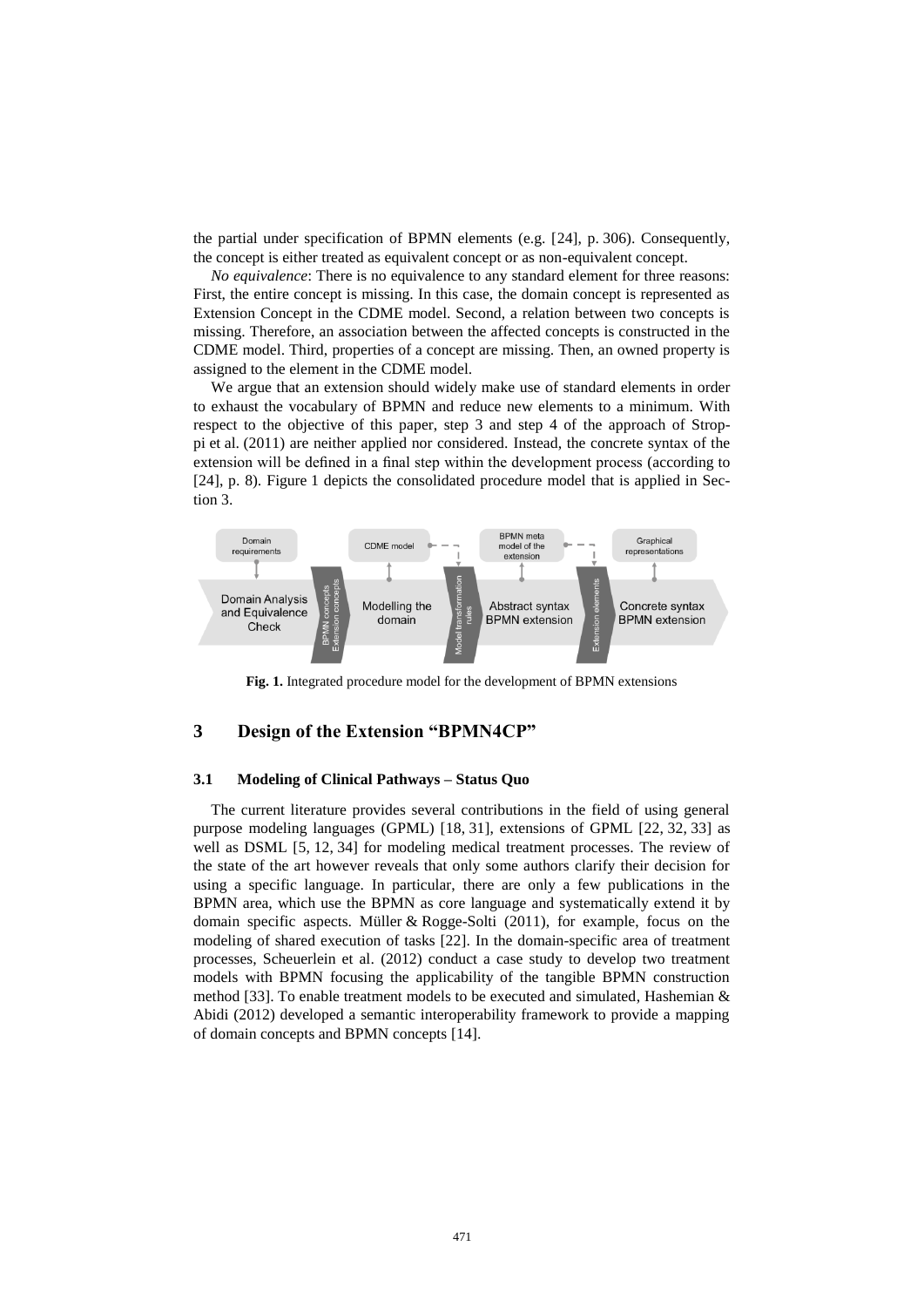the partial under specification of BPMN elements (e.g. [24], p. 306). Consequently, the concept is either treated as equivalent concept or as non-equivalent concept.

*No equivalence*: There is no equivalence to any standard element for three reasons: First, the entire concept is missing. In this case, the domain concept is represented as Extension Concept in the CDME model. Second, a relation between two concepts is missing. Therefore, an association between the affected concepts is constructed in the CDME model. Third, properties of a concept are missing. Then, an owned property is assigned to the element in the CDME model.

We argue that an extension should widely make use of standard elements in order to exhaust the vocabulary of BPMN and reduce new elements to a minimum. With respect to the objective of this paper, step 3 and step 4 of the approach of Stroppi et al. (2011) are neither applied nor considered. Instead, the concrete syntax of the extension will be defined in a final step within the development process (according to [24], p. 8). Figure 1 depicts the consolidated procedure model that is applied in Section 3.

**Fig. 1.** Integrated procedure model for the development of BPMN extensions

## 3 Design of the Extension "BPMN4CP"

### 3.1 Modeling of Clinical Pathways – Status Quo

The current literature provides several contributions in the field of using general purpose modeling languages (GPML) [18, 31], extensions of GPML [22, 32, 33] as well as DSML [5, 12, 34] for modeling medical treatment processes. The review of the state of the art however reveals that only some authors clarify their decision for using a specific language. In particular, there are only a few publications in the BPMN area, which use the BPMN as core language and systematically extend it by domain specific aspects. Müller & Rogge-Solti (2011), for example, focus on the modeling of shared execution of tasks [22]. In the domain-specific area of treatment processes, Scheuerlein et al. (2012) conduct a case study to develop two treatment models with BPMN focusing the applicability of the tangible BPMN construction method [33]. To enable treatment models to be executed and simulated, Hashemian & Abidi (2012) developed a semantic interoperability framework to provide a mapping of domain concepts and BPMN concepts [14].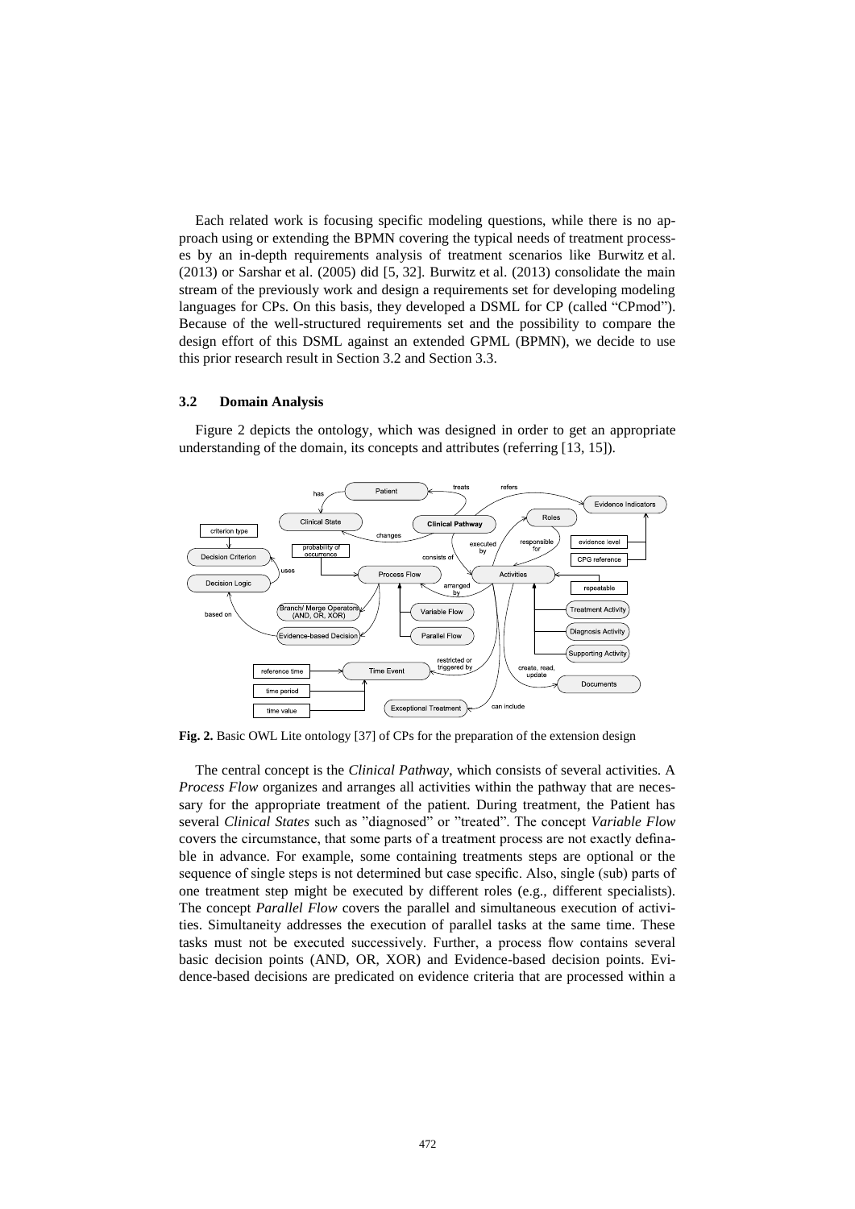Each related work is focusing specific modeling questions, while there is no approach using or extending the BPMN covering the typical needs of treatment processes by an in-depth requirements analysis of treatment scenarios like Burwitz et al. (2013) or Sarshar et al. (2005) did [5, 32]. Burwitz et al. (2013) consolidate the main stream of the previously work and design a requirements set for developing modeling languages for CPs. On this basis, they developed a DSML for CP (called "CPmod"). Because of the well-structured requirements set and the possibility to compare the design effort of this DSML against an extended GPML (BPMN), we decide to use this prior research result in Section 3.2 and Section 3.3.

### 3.2 Domain Analysis

Figure 2 depicts the ontology, which was designed in order to get an appropriate understanding of the domain, its concepts and attributes (referring [13, 15]).

**Fig. 2.** Basic OWL Lite ontology [37] of CPs for the preparation of the extension design

The central concept is the *Clinical Pathway*, which consists of several activities. A *Process Flow* organizes and arranges all activities within the pathway that are necessary for the appropriate treatment of the patient. During treatment, the Patient has several *Clinical States* such as "diagnosed" or "treated". The concept *Variable Flow* covers the circumstance, that some parts of a treatment process are not exactly definable in advance. For example, some containing treatments steps are optional or the sequence of single steps is not determined but case specific. Also, single (sub) parts of one treatment step might be executed by different roles (e.g., different specialists). The concept *Parallel Flow* covers the parallel and simultaneous execution of activities. Simultaneity addresses the execution of parallel tasks at the same time. These tasks must not be executed successively. Further, a process flow contains several basic decision points (AND, OR, XOR) and Evidence-based decision points. Evidence-based decisions are predicated on evidence criteria that are processed within a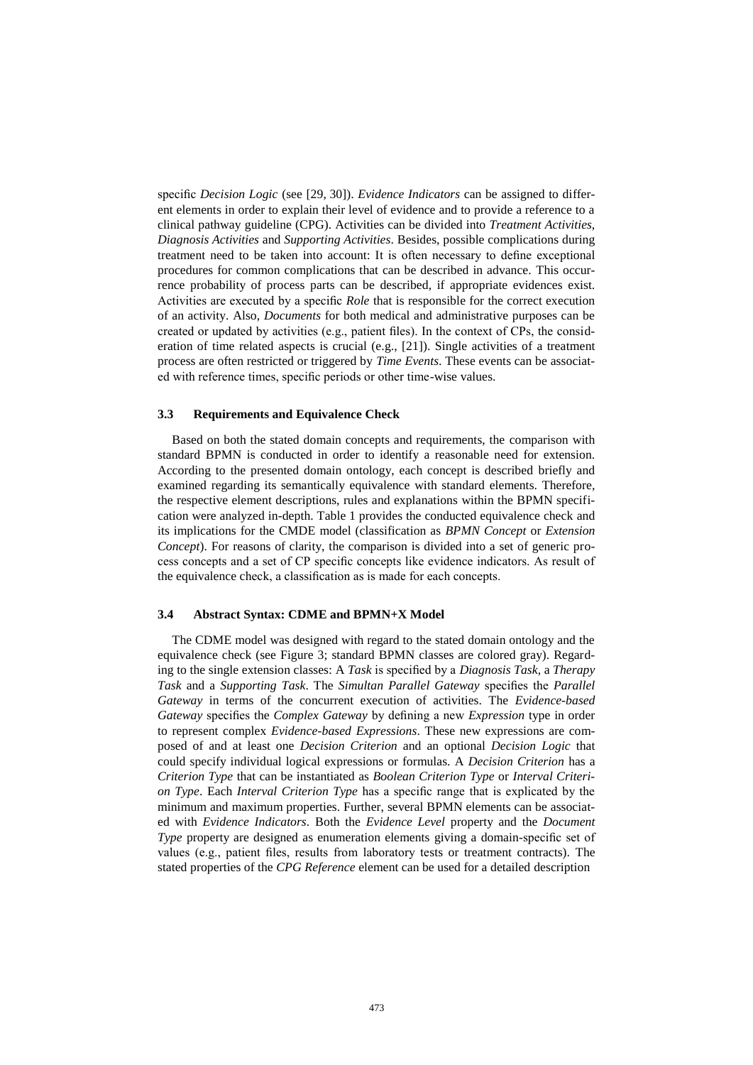specific *Decision Logic* (see [29, 30]). *Evidence Indicators* can be assigned to different elements in order to explain their level of evidence and to provide a reference to a clinical pathway guideline (CPG). Activities can be divided into *Treatment Activities*, *Diagnosis Activities* and *Supporting Activities*. Besides, possible complications during treatment need to be taken into account: It is often necessary to define exceptional procedures for common complications that can be described in advance. This occurrence probability of process parts can be described, if appropriate evidences exist. Activities are executed by a specific *Role* that is responsible for the correct execution of an activity. Also, *Documents* for both medical and administrative purposes can be created or updated by activities (e.g., patient files). In the context of CPs, the consideration of time related aspects is crucial (e.g., [21]). Single activities of a treatment process are often restricted or triggered by *Time Events*. These events can be associated with reference times, specific periods or other time-wise values.

### 3.3 Requirements and Equivalence Check

Based on both the stated domain concepts and requirements, the comparison with standard BPMN is conducted in order to identify a reasonable need for extension. According to the presented domain ontology, each concept is described briefly and examined regarding its semantically equivalence with standard elements. Therefore, the respective element descriptions, rules and explanations within the BPMN specification were analyzed in-depth. Table 1 provides the conducted equivalence check and its implications for the CMDE model (classification as *BPMN Concept* or *Extension Concept*). For reasons of clarity, the comparison is divided into a set of generic process concepts and a set of CP specific concepts like evidence indicators. As result of the equivalence check, a classification as is made for each concepts.

### 3.4 Abstract Syntax: CDME and BPMN+X Model

The CDME model was designed with regard to the stated domain ontology and the equivalence check (see Figure 3; standard BPMN classes are colored gray). Regarding to the single extension classes: A *Task* is specified by a *Diagnosis Task*, a *Therapy Task* and a *Supporting Task*. The *Simultan Parallel Gateway* specifies the *Parallel Gateway* in terms of the concurrent execution of activities. The *Evidence-based Gateway* specifies the *Complex Gateway* by defining a new *Expression* type in order to represent complex *Evidence-based Expressions*. These new expressions are composed of and at least one *Decision Criterion* and an optional *Decision Logic* that could specify individual logical expressions or formulas. A *Decision Criterion* has a *Criterion Type* that can be instantiated as *Boolean Criterion Type* or *Interval Criterion Type*. Each *Interval Criterion Type* has a specific range that is explicated by the minimum and maximum properties. Further, several BPMN elements can be associated with *Evidence Indicators*. Both the *Evidence Level* property and the *Document Type* property are designed as enumeration elements giving a domain-specific set of values (e.g., patient files, results from laboratory tests or treatment contracts). The stated properties of the *CPG Reference* element can be used for a detailed description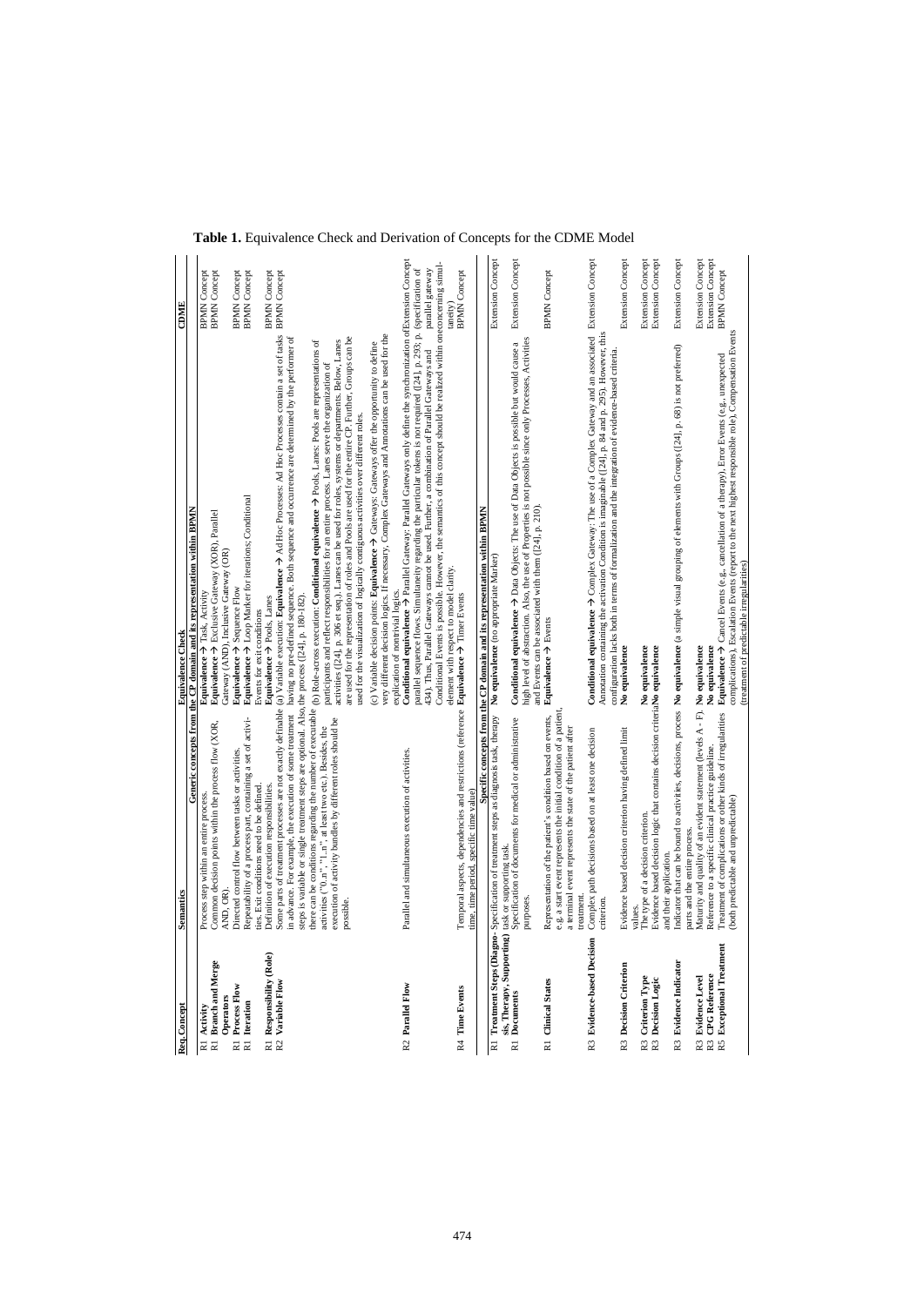**Table 1.** Equivalence Check and Derivation of Concepts for the CDME Model

| Req. | Concept | Semantics | Equivalence Check | CDME |
|---|---|---|---|---|
| | | **Generic concepts from the CP domain and its representation within BPMN** | | |
| R1 | **Activity** | Process step within an entire process. | **Equivalence** → Task, Activity | BPMN Concept |
| R1 | **Branch and Merge Operators** | Common decision points within the process flow (XOR, AND, OR). | **Equivalence** → Exclusive Gateway (XOR), Parallel Gateway (AND), Inclusive Gateway (OR) | BPMN Concept |
| R1 | **Process Flow** | Directed control flow between tasks or activities. | **Equivalence** → Sequence Flow | BPMN Concept |
| R1 | **Iteration** | Repeatability of a process part, containing a set of activities. Exit conditions need to be defined. | **Equivalence** → Loop Marker for iterations; Conditional Events for exit conditions | BPMN Concept |
| R1 | **Responsibility (Role)** | Definition of execution responsibilities. | **Equivalence** → Pools, Lanes | BPMN Concept |
| R2 | **Variable Flow** | Some parts of treatment processes are not exactly definable in advance. For example, the execution of some treatment steps is variable or single treatment steps are optional. Also, there can be conditions regarding the number of executable activities ("0..n", "1..n", at least two etc.). Besides, the execution of activity bundles by different roles should be possible. | (a) Variable execution: **Equivalence** → Ad Hoc Processes: Ad Hoc Processes contain a set of tasks having no pre-defined sequence. Both sequence and occurrence are determined by the performer of the process ([24], p. 180-182).<br>(b) Role-across execution: **Conditional equivalence** → Pools, Lanes: Pools are representations of participants and reflect responsibilities for an entire process. Lanes serve the organization of activities ([24], p. 306 et seq.). Lanes can be used for roles, systems or departments. Below, Lanes are used for the representation of roles and Pools are used for the entire CP. Further, Groups can be used for the visualization of logically contiguous activities over different roles.<br>(c) Variable decision points: **Equivalence** → Gateways: Gateways offer the opportunity to define very different decision logics. If necessary, Complex Gateways and Annotations can be used for the explication of nontrivial logics. | BPMN Concept |
| R2 | **Parallel Flow** | Parallel and simultaneous execution of activities. | **Conditional equivalence** → Parallel Gateway: Parallel Gateways only define the synchronization of parallel sequence flows. Simultaneity regarding the particular tokens is not required ([24], p. 293; p. 434). Thus, Parallel Gateways cannot be used. Further, a combination of Parallel Gateways and Conditional Events is possible. However, the semantics of this concept should be realized within one element with respect to model clarity. | Extension Concept (specification of parallel gateway concerning simultaneity) |
| R4 | **Time Events** | Temporal aspects, dependencies and restrictions (reference time, time period, specific time value) | **Equivalence** → Timer Events | BPMN Concept |
| | | **Specific concepts from the CP domain and its representation within BPMN** | | |
| R1 | **Treatment Steps (Diagnosis, Therapy, Supporting)** | Specification of treatment steps as diagnosis task, therapy task or supporting task. | **No equivalence** (no appropriate Marker) | Extension Concept |
| R1 | **Documents** | Specification of documents for medical or administrative purposes. | **Conditional equivalence** → Data Objects: The use of Data Objects is possible but would cause a high level of abstraction. Also, the use of Properties is not possible since only Processes, Activities and Events can be associated with them ([24], p. 210). | Extension Concept |
| R1 | **Clinical States** | Representation of the patient's condition based on events, e.g. a start event represents the initial condition of a patient, a terminal event represents the state of the patient after treatment. | **Equivalence** → Events | BPMN Concept |
| R3 | **Evidence-based Decision** | Complex path decisions based on at least one decision criterion. | **Conditional equivalence** → Complex Gateway: The use of a Complex Gateway and an associated Annotation containing the activation Condition is imaginable ([24], p. 84 and p. 295). However, this configuration lacks both in terms of formalization and the integration of evidence-based criteria. | Extension Concept |
| R3 | **Decision Criterion** | Evidence based decision criterion having defined limit values. | **No equivalence** | Extension Concept |
| R3 | **Criterion Type** | The type of a decision criterion. | **No equivalence** | Extension Concept |
| R3 | **Decision Logic** | Evidence based decision logic that contains decision criteria and their application. | **No equivalence** | Extension Concept |
| R3 | **Evidence Indicator** | Indicator that can be bound to activities, decisions, process parts and the entire process. | **No equivalence** (a simple visual grouping of elements with Groups ([24], p. 68) is not preferred) | Extension Concept |
| R3 | **Evidence Level** | Maturity and quality of an evident statement (levels A - F). | **No equivalence** | Extension Concept |
| R3 | **CPG Reference** | Reference to a specific clinical practice guideline. | **No equivalence** | Extension Concept |
| R5 | **Exceptional Treatment** | Treatment of complications or other kinds of irregularities (both predictable and unpredictable) | **Equivalence** → Cancel Events (e.g., cancellation of a therapy), Error Events (e.g., unexpected complications), Escalation Events (report to the next highest responsible role), Compensation Events (treatment of predictable irregularities) | BPMN Concept |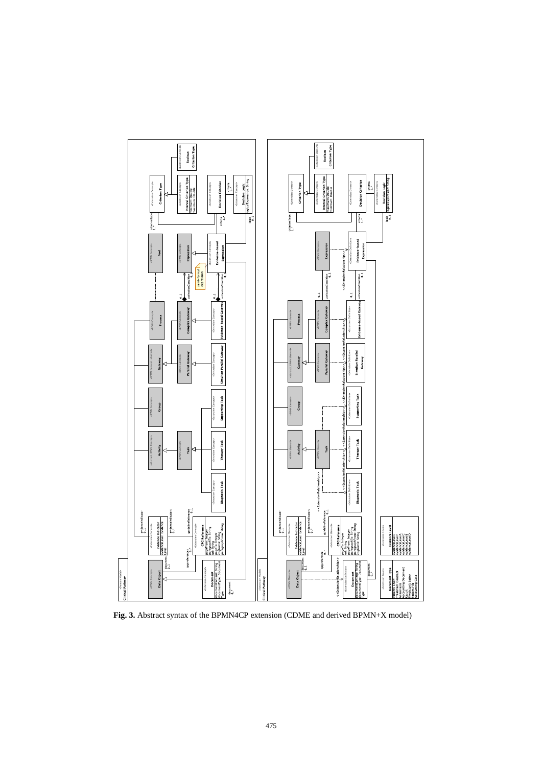**Fig. 3.** Abstract syntax of the BPMN4CP extension (CDME and derived BPMN+X model)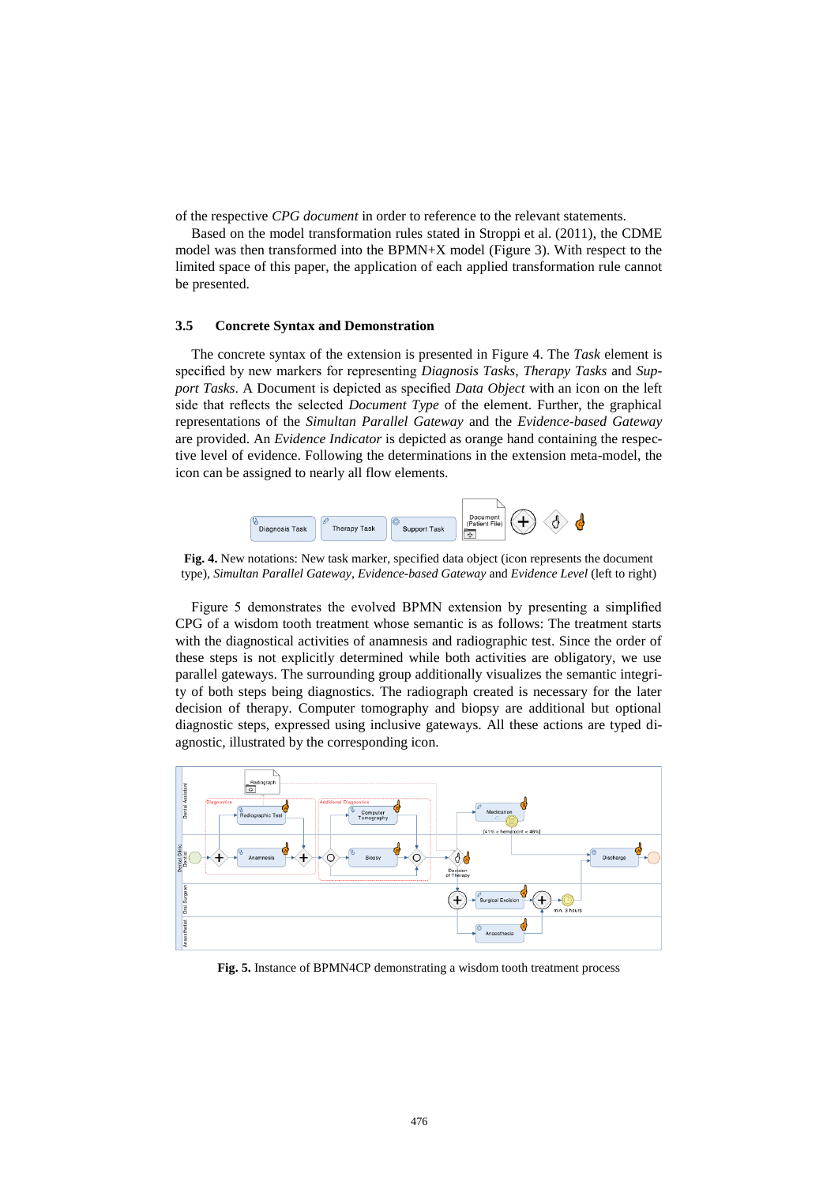of the respective *CPG document* in order to reference to the relevant statements.

Based on the model transformation rules stated in Stroppi et al. (2011), the CDME model was then transformed into the BPMN+X model (Figure 3). With respect to the limited space of this paper, the application of each applied transformation rule cannot be presented.

### 3.5 Concrete Syntax and Demonstration

The concrete syntax of the extension is presented in Figure 4. The *Task* element is specified by new markers for representing *Diagnosis Tasks*, *Therapy Tasks* and *Support Tasks*. A Document is depicted as specified *Data Object* with an icon on the left side that reflects the selected *Document Type* of the element. Further, the graphical representations of the *Simultan Parallel Gateway* and the *Evidence-based Gateway* are provided. An *Evidence Indicator* is depicted as orange hand containing the respective level of evidence. Following the determinations in the extension meta-model, the icon can be assigned to nearly all flow elements.

**Fig. 4.** New notations: New task marker, specified data object (icon represents the document type), *Simultan Parallel Gateway*, *Evidence-based Gateway* and *Evidence Level* (left to right)

Figure 5 demonstrates the evolved BPMN extension by presenting a simplified CPG of a wisdom tooth treatment whose semantic is as follows: The treatment starts with the diagnostical activities of anamnesis and radiographic test. Since the order of these steps is not explicitly determined while both activities are obligatory, we use parallel gateways. The surrounding group additionally visualizes the semantic integrity of both steps being diagnostics. The radiograph created is necessary for the later decision of therapy. Computer tomography and biopsy are additional but optional diagnostic steps, expressed using inclusive gateways. All these actions are typed diagnostic, illustrated by the corresponding icon.

**Fig. 5.** Instance of BPMN4CP demonstrating a wisdom tooth treatment process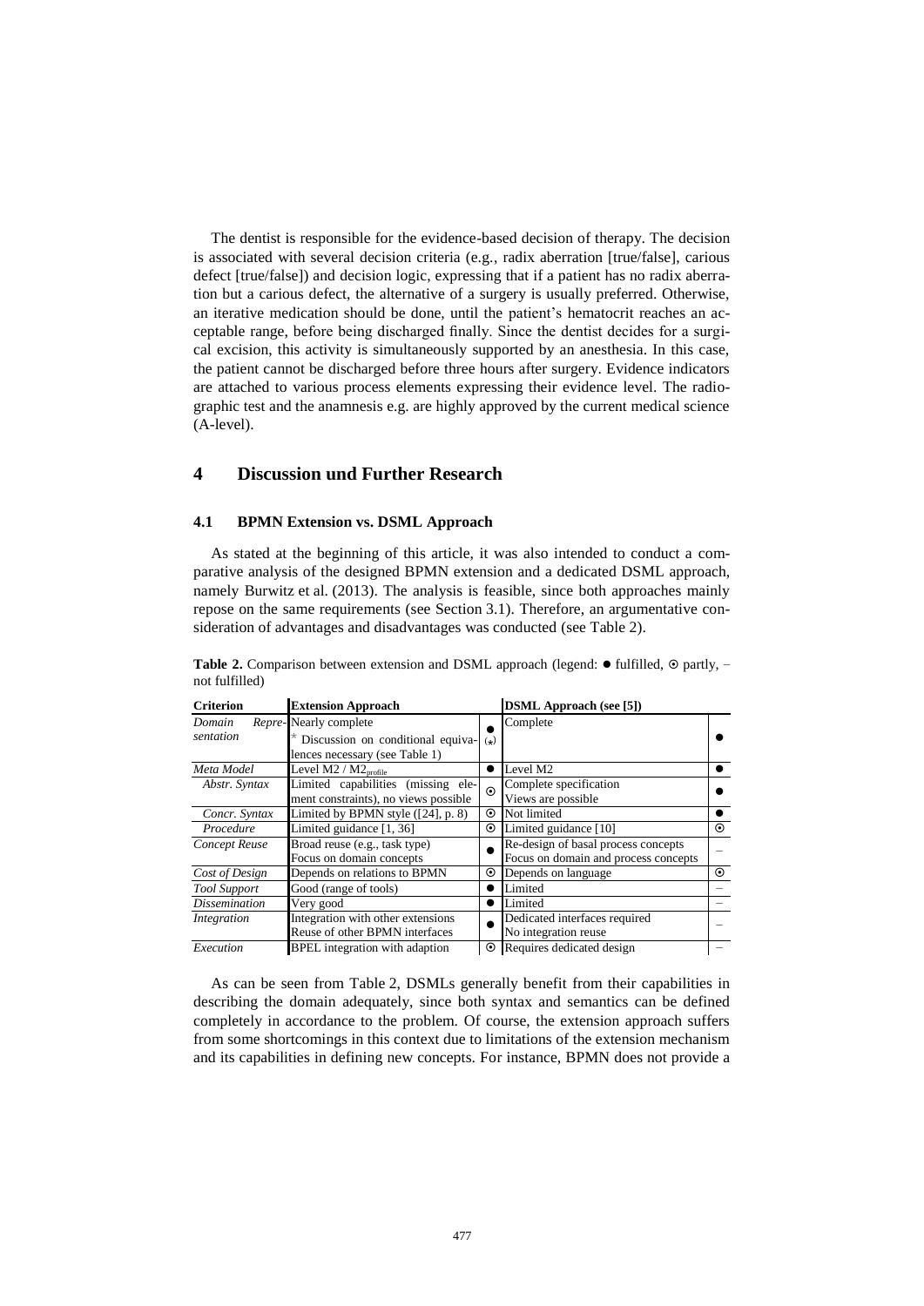The dentist is responsible for the evidence-based decision of therapy. The decision is associated with several decision criteria (e.g., radix aberration [true/false], carious defect [true/false]) and decision logic, expressing that if a patient has no radix aberration but a carious defect, the alternative of a surgery is usually preferred. Otherwise, an iterative medication should be done, until the patient's hematocrit reaches an acceptable range, before being discharged finally. Since the dentist decides for a surgical excision, this activity is simultaneously supported by an anesthesia. In this case, the patient cannot be discharged before three hours after surgery. Evidence indicators are attached to various process elements expressing their evidence level. The radiographic test and the anamnesis e.g. are highly approved by the current medical science (A-level).

## 4 Discussion und Further Research

### 4.1 BPMN Extension vs. DSML Approach

As stated at the beginning of this article, it was also intended to conduct a comparative analysis of the designed BPMN extension and a dedicated DSML approach, namely Burwitz et al. (2013). The analysis is feasible, since both approaches mainly repose on the same requirements (see Section 3.1). Therefore, an argumentative consideration of advantages and disadvantages was conducted (see Table 2).

**Table 2.** Comparison between extension and DSML approach (legend: ● fulfilled, ⊙ partly, – not fulfilled)

| Criterion | Extension Approach | | DSML Approach (see [5]) | |
|---|---|---|---|---|
| *Domain Representation* | Nearly complete<br>* Discussion on conditional equivalences necessary (see Table 1) | ● (*) | Complete | ● |
| *Meta Model* | Level M2 / $M2_{profile}$ | ● | Level M2 | ● |
| *Abstr. Syntax* | Limited capabilities (missing element constraints), no views possible | ⊙ | Complete specification<br>Views are possible | ● |
| *Concr. Syntax* | Limited by BPMN style ([24], p. 8) | ⊙ | Not limited | ● |
| *Procedure* | Limited guidance [1, 36] | ⊙ | Limited guidance [10] | ⊙ |
| *Concept Reuse* | Broad reuse (e.g., task type)<br>Focus on domain concepts | ● | Re-design of basal process concepts<br>Focus on domain and process concepts | – |
| *Cost of Design* | Depends on relations to BPMN | ⊙ | Depends on language | ⊙ |
| *Tool Support* | Good (range of tools) | ● | Limited | – |
| *Dissemination* | Very good | ● | Limited | – |
| *Integration* | Integration with other extensions<br>Reuse of other BPMN interfaces | ● | Dedicated interfaces required<br>No integration reuse | – |
| *Execution* | BPEL integration with adaption | ⊙ | Requires dedicated design | – |

As can be seen from Table 2, DSMLs generally benefit from their capabilities in describing the domain adequately, since both syntax and semantics can be defined completely in accordance to the problem. Of course, the extension approach suffers from some shortcomings in this context due to limitations of the extension mechanism and its capabilities in defining new concepts. For instance, BPMN does not provide a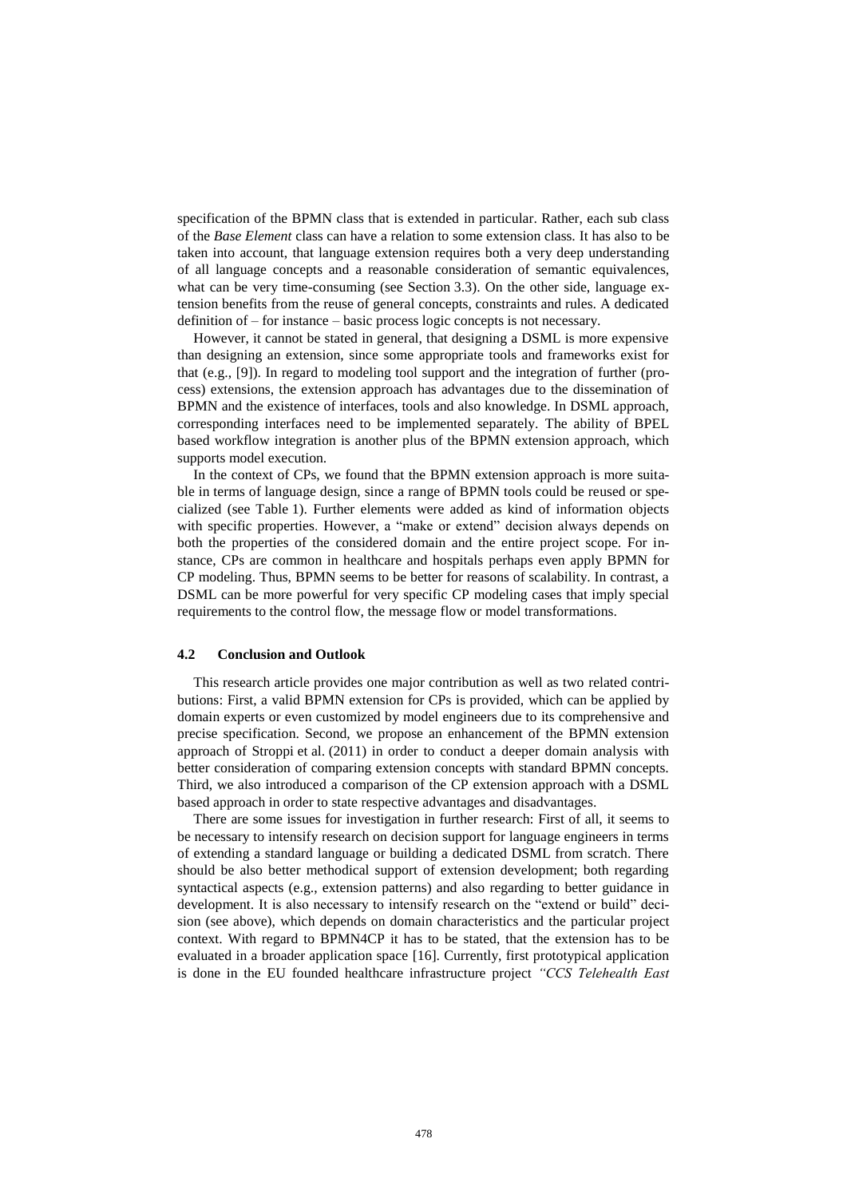specification of the BPMN class that is extended in particular. Rather, each sub class of the *Base Element* class can have a relation to some extension class. It has also to be taken into account, that language extension requires both a very deep understanding of all language concepts and a reasonable consideration of semantic equivalences, what can be very time-consuming (see Section 3.3). On the other side, language extension benefits from the reuse of general concepts, constraints and rules. A dedicated definition of – for instance – basic process logic concepts is not necessary.

However, it cannot be stated in general, that designing a DSML is more expensive than designing an extension, since some appropriate tools and frameworks exist for that (e.g., [9]). In regard to modeling tool support and the integration of further (process) extensions, the extension approach has advantages due to the dissemination of BPMN and the existence of interfaces, tools and also knowledge. In DSML approach, corresponding interfaces need to be implemented separately. The ability of BPEL based workflow integration is another plus of the BPMN extension approach, which supports model execution.

In the context of CPs, we found that the BPMN extension approach is more suitable in terms of language design, since a range of BPMN tools could be reused or specialized (see Table 1). Further elements were added as kind of information objects with specific properties. However, a "make or extend" decision always depends on both the properties of the considered domain and the entire project scope. For instance, CPs are common in healthcare and hospitals perhaps even apply BPMN for CP modeling. Thus, BPMN seems to be better for reasons of scalability. In contrast, a DSML can be more powerful for very specific CP modeling cases that imply special requirements to the control flow, the message flow or model transformations.

### 4.2 Conclusion and Outlook

This research article provides one major contribution as well as two related contributions: First, a valid BPMN extension for CPs is provided, which can be applied by domain experts or even customized by model engineers due to its comprehensive and precise specification. Second, we propose an enhancement of the BPMN extension approach of Stroppi et al. (2011) in order to conduct a deeper domain analysis with better consideration of comparing extension concepts with standard BPMN concepts. Third, we also introduced a comparison of the CP extension approach with a DSML based approach in order to state respective advantages and disadvantages.

There are some issues for investigation in further research: First of all, it seems to be necessary to intensify research on decision support for language engineers in terms of extending a standard language or building a dedicated DSML from scratch. There should be also better methodical support of extension development; both regarding syntactical aspects (e.g., extension patterns) and also regarding to better guidance in development. It is also necessary to intensify research on the "extend or build" decision (see above), which depends on domain characteristics and the particular project context. With regard to BPMN4CP it has to be stated, that the extension has to be evaluated in a broader application space [16]. Currently, first prototypical application is done in the EU founded healthcare infrastructure project *"CCS Telehealth East*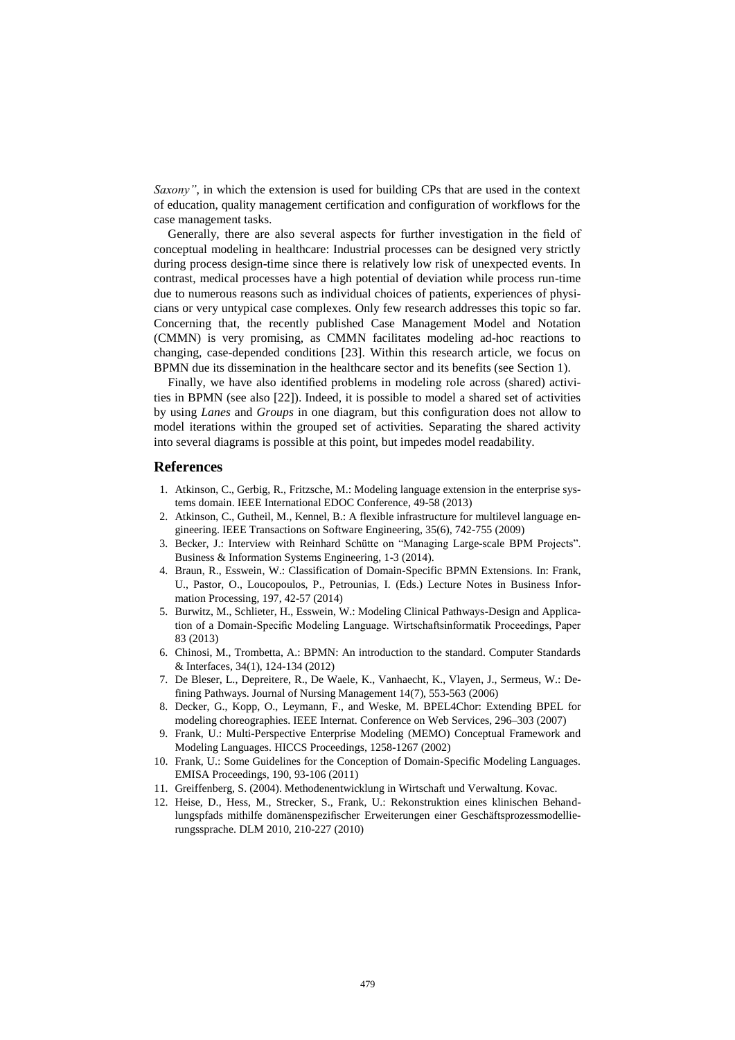*Saxony"*, in which the extension is used for building CPs that are used in the context of education, quality management certification and configuration of workflows for the case management tasks.

Generally, there are also several aspects for further investigation in the field of conceptual modeling in healthcare: Industrial processes can be designed very strictly during process design-time since there is relatively low risk of unexpected events. In contrast, medical processes have a high potential of deviation while process run-time due to numerous reasons such as individual choices of patients, experiences of physicians or very untypical case complexes. Only few research addresses this topic so far. Concerning that, the recently published Case Management Model and Notation (CMMN) is very promising, as CMMN facilitates modeling ad-hoc reactions to changing, case-depended conditions [23]. Within this research article, we focus on BPMN due its dissemination in the healthcare sector and its benefits (see Section 1).

Finally, we have also identified problems in modeling role across (shared) activities in BPMN (see also [22]). Indeed, it is possible to model a shared set of activities by using *Lanes* and *Groups* in one diagram, but this configuration does not allow to model iterations within the grouped set of activities. Separating the shared activity into several diagrams is possible at this point, but impedes model readability.

## References

1. Atkinson, C., Gerbig, R., Fritzsche, M.: Modeling language extension in the enterprise systems domain. IEEE International EDOC Conference, 49-58 (2013)
2. Atkinson, C., Gutheil, M., Kennel, B.: A flexible infrastructure for multilevel language engineering. IEEE Transactions on Software Engineering, 35(6), 742-755 (2009)
3. Becker, J.: Interview with Reinhard Schütte on "Managing Large-scale BPM Projects". Business & Information Systems Engineering, 1-3 (2014).
4. Braun, R., Esswein, W.: Classification of Domain-Specific BPMN Extensions. In: Frank, U., Pastor, O., Loucopoulos, P., Petrounias, I. (Eds.) Lecture Notes in Business Information Processing, 197, 42-57 (2014)
5. Burwitz, M., Schlieter, H., Esswein, W.: Modeling Clinical Pathways-Design and Application of a Domain-Specific Modeling Language. Wirtschaftsinformatik Proceedings, Paper 83 (2013)
6. Chinosi, M., Trombetta, A.: BPMN: An introduction to the standard. Computer Standards & Interfaces, 34(1), 124-134 (2012)
7. De Bleser, L., Depreitere, R., De Waele, K., Vanhaecht, K., Vlayen, J., Sermeus, W.: Defining Pathways. Journal of Nursing Management 14(7), 553-563 (2006)
8. Decker, G., Kopp, O., Leymann, F., and Weske, M. BPEL4Chor: Extending BPEL for modeling choreographies. IEEE Internat. Conference on Web Services, 296–303 (2007)
9. Frank, U.: Multi-Perspective Enterprise Modeling (MEMO) Conceptual Framework and Modeling Languages. HICCS Proceedings, 1258-1267 (2002)
10. Frank, U.: Some Guidelines for the Conception of Domain-Specific Modeling Languages. EMISA Proceedings, 190, 93-106 (2011)
11. Greiffenberg, S. (2004). Methodenentwicklung in Wirtschaft und Verwaltung. Kovac.
12. Heise, D., Hess, M., Strecker, S., Frank, U.: Rekonstruktion eines klinischen Behandlungspfads mithilfe domänenspezifischer Erweiterungen einer Geschäftsprozessmodellierungssprache. DLM 2010, 210-227 (2010)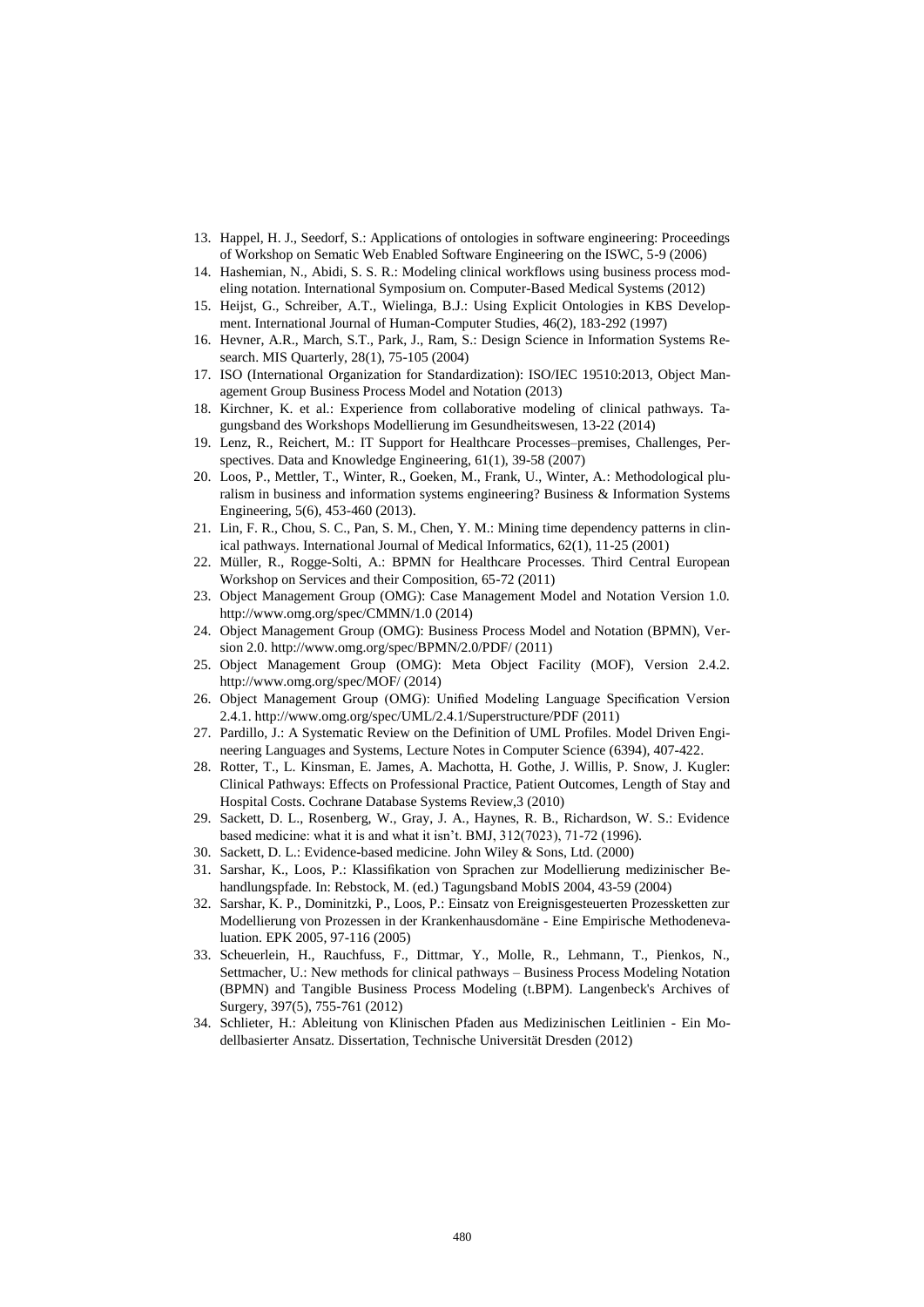13. Happel, H. J., Seedorf, S.: Applications of ontologies in software engineering: Proceedings of Workshop on Sematic Web Enabled Software Engineering on the ISWC, 5-9 (2006)
14. Hashemian, N., Abidi, S. S. R.: Modeling clinical workflows using business process modeling notation. International Symposium on. Computer-Based Medical Systems (2012)
15. Heijst, G., Schreiber, A.T., Wielinga, B.J.: Using Explicit Ontologies in KBS Development. International Journal of Human-Computer Studies, 46(2), 183-292 (1997)
16. Hevner, A.R., March, S.T., Park, J., Ram, S.: Design Science in Information Systems Research. MIS Quarterly, 28(1), 75-105 (2004)
17. ISO (International Organization for Standardization): ISO/IEC 19510:2013, Object Management Group Business Process Model and Notation (2013)
18. Kirchner, K. et al.: Experience from collaborative modeling of clinical pathways. Tagungsband des Workshops Modellierung im Gesundheitswesen, 13-22 (2014)
19. Lenz, R., Reichert, M.: IT Support for Healthcare Processes–premises, Challenges, Perspectives. Data and Knowledge Engineering, 61(1), 39-58 (2007)
20. Loos, P., Mettler, T., Winter, R., Goeken, M., Frank, U., Winter, A.: Methodological pluralism in business and information systems engineering? Business & Information Systems Engineering, 5(6), 453-460 (2013).
21. Lin, F. R., Chou, S. C., Pan, S. M., Chen, Y. M.: Mining time dependency patterns in clinical pathways. International Journal of Medical Informatics, 62(1), 11-25 (2001)
22. Müller, R., Rogge-Solti, A.: BPMN for Healthcare Processes. Third Central European Workshop on Services and their Composition, 65-72 (2011)
23. Object Management Group (OMG): Case Management Model and Notation Version 1.0. http://www.omg.org/spec/CMMN/1.0 (2014)
24. Object Management Group (OMG): Business Process Model and Notation (BPMN), Version 2.0. http://www.omg.org/spec/BPMN/2.0/PDF/ (2011)
25. Object Management Group (OMG): Meta Object Facility (MOF), Version 2.4.2. http://www.omg.org/spec/MOF/ (2014)
26. Object Management Group (OMG): Unified Modeling Language Specification Version 2.4.1. http://www.omg.org/spec/UML/2.4.1/Superstructure/PDF (2011)
27. Pardillo, J.: A Systematic Review on the Definition of UML Profiles. Model Driven Engineering Languages and Systems, Lecture Notes in Computer Science (6394), 407-422.
28. Rotter, T., L. Kinsman, E. James, A. Machotta, H. Gothe, J. Willis, P. Snow, J. Kugler: Clinical Pathways: Effects on Professional Practice, Patient Outcomes, Length of Stay and Hospital Costs. Cochrane Database Systems Review,3 (2010)
29. Sackett, D. L., Rosenberg, W., Gray, J. A., Haynes, R. B., Richardson, W. S.: Evidence based medicine: what it is and what it isn't. BMJ, 312(7023), 71-72 (1996).
30. Sackett, D. L.: Evidence-based medicine. John Wiley & Sons, Ltd. (2000)
31. Sarshar, K., Loos, P.: Klassifikation von Sprachen zur Modellierung medizinischer Behandlungspfade. In: Rebstock, M. (ed.) Tagungsband MobIS 2004, 43-59 (2004)
32. Sarshar, K. P., Dominitzki, P., Loos, P.: Einsatz von Ereignisgesteuerten Prozessketten zur Modellierung von Prozessen in der Krankenhausdomäne - Eine Empirische Methodenevaluation. EPK 2005, 97-116 (2005)
33. Scheuerlein, H., Rauchfuss, F., Dittmar, Y., Molle, R., Lehmann, T., Pienkos, N., Settmacher, U.: New methods for clinical pathways – Business Process Modeling Notation (BPMN) and Tangible Business Process Modeling (t.BPM). Langenbeck's Archives of Surgery, 397(5), 755-761 (2012)
34. Schlieter, H.: Ableitung von Klinischen Pfaden aus Medizinischen Leitlinien - Ein Modellbasierter Ansatz. Dissertation, Technische Universität Dresden (2012)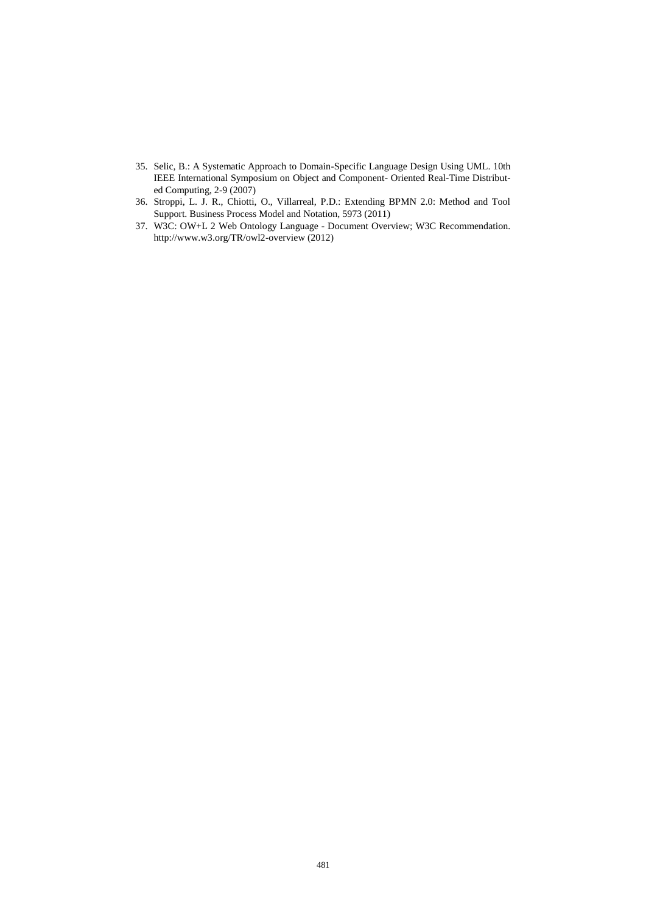35. Selic, B.: A Systematic Approach to Domain-Specific Language Design Using UML. 10th IEEE International Symposium on Object and Component- Oriented Real-Time Distributed Computing, 2-9 (2007)
36. Stroppi, L. J. R., Chiotti, O., Villarreal, P.D.: Extending BPMN 2.0: Method and Tool Support. Business Process Model and Notation, 5973 (2011)
37. W3C: OW+L 2 Web Ontology Language - Document Overview; W3C Recommendation. http://www.w3.org/TR/owl2-overview (2012)